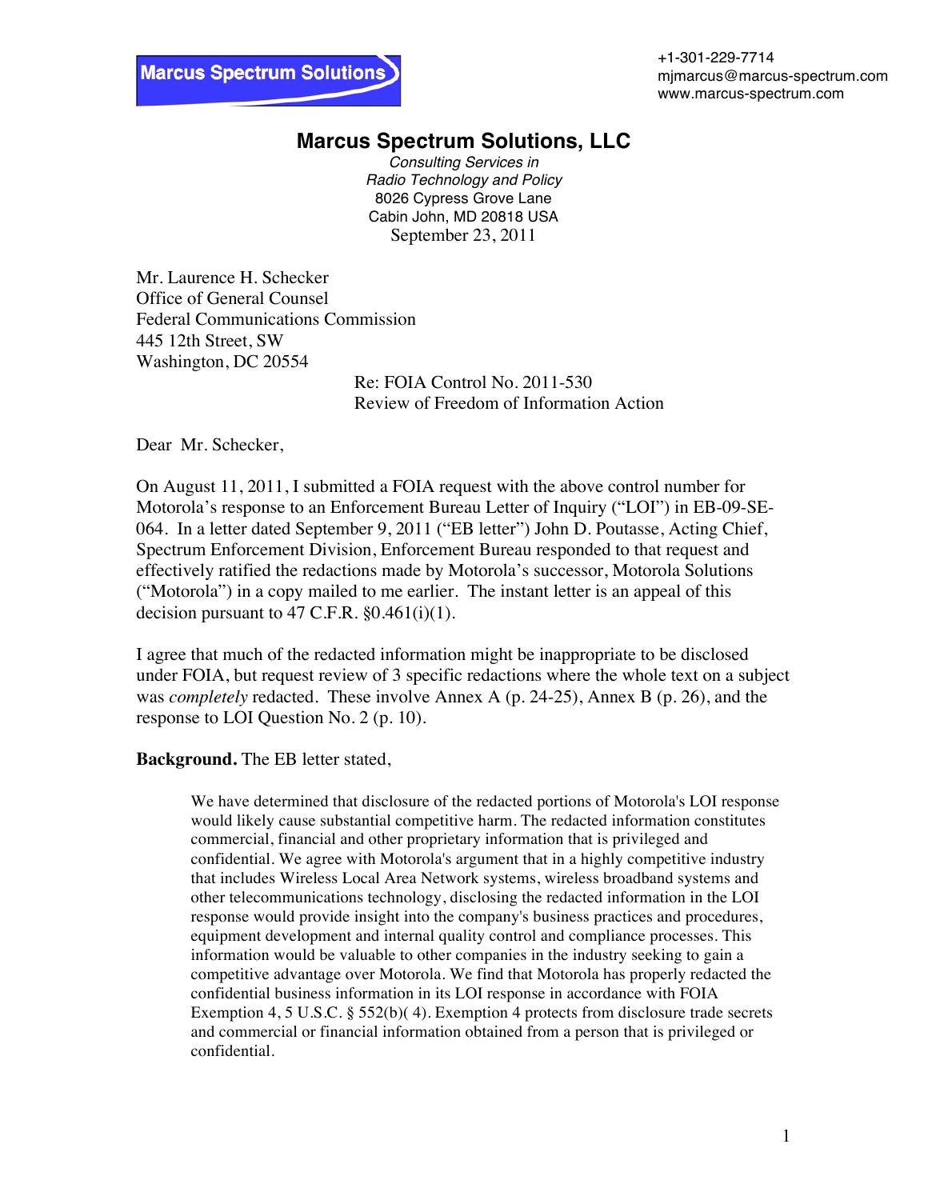Marcus Spectrum Solutions

+1-301-229-7714
mjmarcus@marcus-spectrum.com
www.marcus-spectrum.com

# Marcus Spectrum Solutions, LLC

*Consulting Services in*
*Radio Technology and Policy*
8026 Cypress Grove Lane
Cabin John, MD 20818 USA
September 23, 2011

Mr. Laurence H. Schecker
Office of General Counsel
Federal Communications Commission
445 12th Street, SW
Washington, DC 20554

Re: FOIA Control No. 2011-530
Review of Freedom of Information Action

Dear Mr. Schecker,

On August 11, 2011, I submitted a FOIA request with the above control number for Motorola's response to an Enforcement Bureau Letter of Inquiry ("LOI") in EB-09-SE-064. In a letter dated September 9, 2011 ("EB letter") John D. Poutasse, Acting Chief, Spectrum Enforcement Division, Enforcement Bureau responded to that request and effectively ratified the redactions made by Motorola's successor, Motorola Solutions ("Motorola") in a copy mailed to me earlier. The instant letter is an appeal of this decision pursuant to 47 C.F.R. §0.461(i)(1).

I agree that much of the redacted information might be inappropriate to be disclosed under FOIA, but request review of 3 specific redactions where the whole text on a subject was *completely* redacted. These involve Annex A (p. 24-25), Annex B (p. 26), and the response to LOI Question No. 2 (p. 10).

**Background.** The EB letter stated,

> We have determined that disclosure of the redacted portions of Motorola's LOI response would likely cause substantial competitive harm. The redacted information constitutes commercial, financial and other proprietary information that is privileged and confidential. We agree with Motorola's argument that in a highly competitive industry that includes Wireless Local Area Network systems, wireless broadband systems and other telecommunications technology, disclosing the redacted information in the LOI response would provide insight into the company's business practices and procedures, equipment development and internal quality control and compliance processes. This information would be valuable to other companies in the industry seeking to gain a competitive advantage over Motorola. We find that Motorola has properly redacted the confidential business information in its LOI response in accordance with FOIA Exemption 4, 5 U.S.C. § 552(b)( 4). Exemption 4 protects from disclosure trade secrets and commercial or financial information obtained from a person that is privileged or confidential.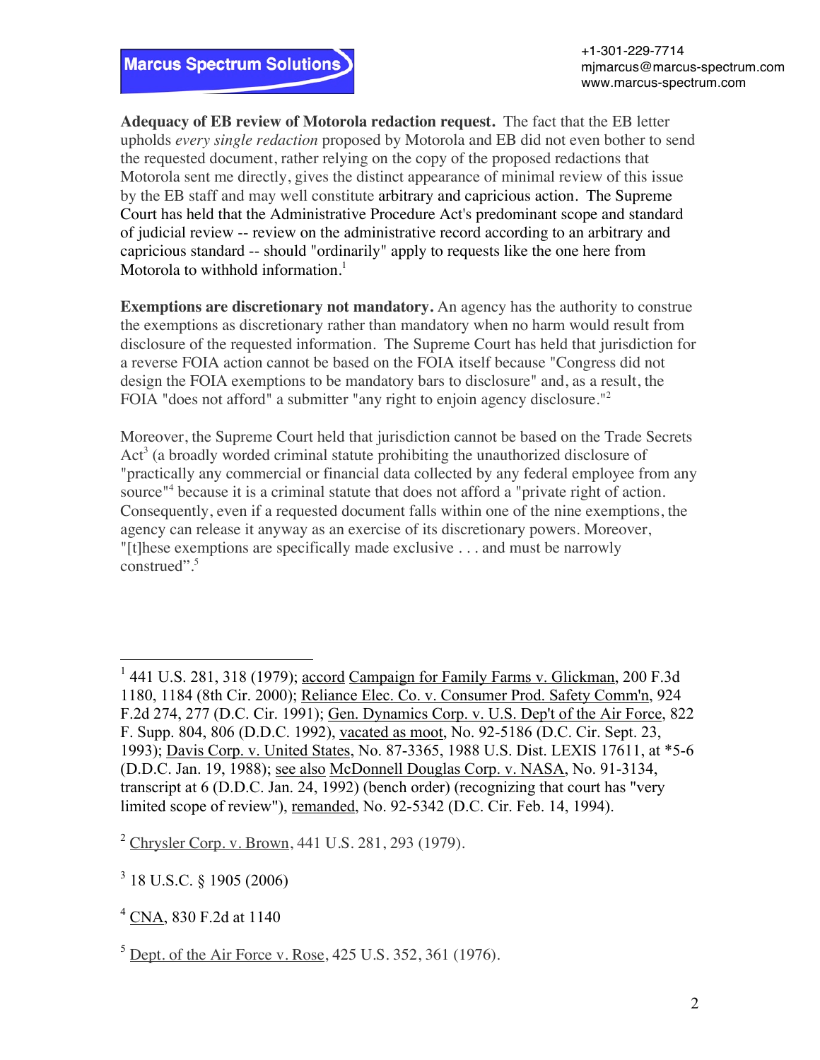**Adequacy of EB review of Motorola redaction request.** The fact that the EB letter upholds *every single redaction* proposed by Motorola and EB did not even bother to send the requested document, rather relying on the copy of the proposed redactions that Motorola sent me directly, gives the distinct appearance of minimal review of this issue by the EB staff and may well constitute arbitrary and capricious action. The Supreme Court has held that the Administrative Procedure Act's predominant scope and standard of judicial review -- review on the administrative record according to an arbitrary and capricious standard -- should "ordinarily" apply to requests like the one here from Motorola to withhold information.[1]

**Exemptions are discretionary not mandatory.** An agency has the authority to construe the exemptions as discretionary rather than mandatory when no harm would result from disclosure of the requested information. The Supreme Court has held that jurisdiction for a reverse FOIA action cannot be based on the FOIA itself because "Congress did not design the FOIA exemptions to be mandatory bars to disclosure" and, as a result, the FOIA "does not afford" a submitter "any right to enjoin agency disclosure."[2]

Moreover, the Supreme Court held that jurisdiction cannot be based on the Trade Secrets Act[3] (a broadly worded criminal statute prohibiting the unauthorized disclosure of "practically any commercial or financial data collected by any federal employee from any source"[4] because it is a criminal statute that does not afford a "private right of action. Consequently, even if a requested document falls within one of the nine exemptions, the agency can release it anyway as an exercise of its discretionary powers. Moreover, "[t]hese exemptions are specifically made exclusive . . . and must be narrowly construed".[5]

---

[1] 441 U.S. 281, 318 (1979); accord Campaign for Family Farms v. Glickman, 200 F.3d 1180, 1184 (8th Cir. 2000); Reliance Elec. Co. v. Consumer Prod. Safety Comm'n, 924 F.2d 274, 277 (D.C. Cir. 1991); Gen. Dynamics Corp. v. U.S. Dep't of the Air Force, 822 F. Supp. 804, 806 (D.D.C. 1992), vacated as moot, No. 92-5186 (D.C. Cir. Sept. 23, 1993); Davis Corp. v. United States, No. 87-3365, 1988 U.S. Dist. LEXIS 17611, at *5-6 (D.D.C. Jan. 19, 1988); see also McDonnell Douglas Corp. v. NASA, No. 91-3134, transcript at 6 (D.D.C. Jan. 24, 1992) (bench order) (recognizing that court has "very limited scope of review"), remanded, No. 92-5342 (D.C. Cir. Feb. 14, 1994).

[2] Chrysler Corp. v. Brown, 441 U.S. 281, 293 (1979).

[3] 18 U.S.C. § 1905 (2006)

[4] CNA, 830 F.2d at 1140

[5] Dept. of the Air Force v. Rose, 425 U.S. 352, 361 (1976).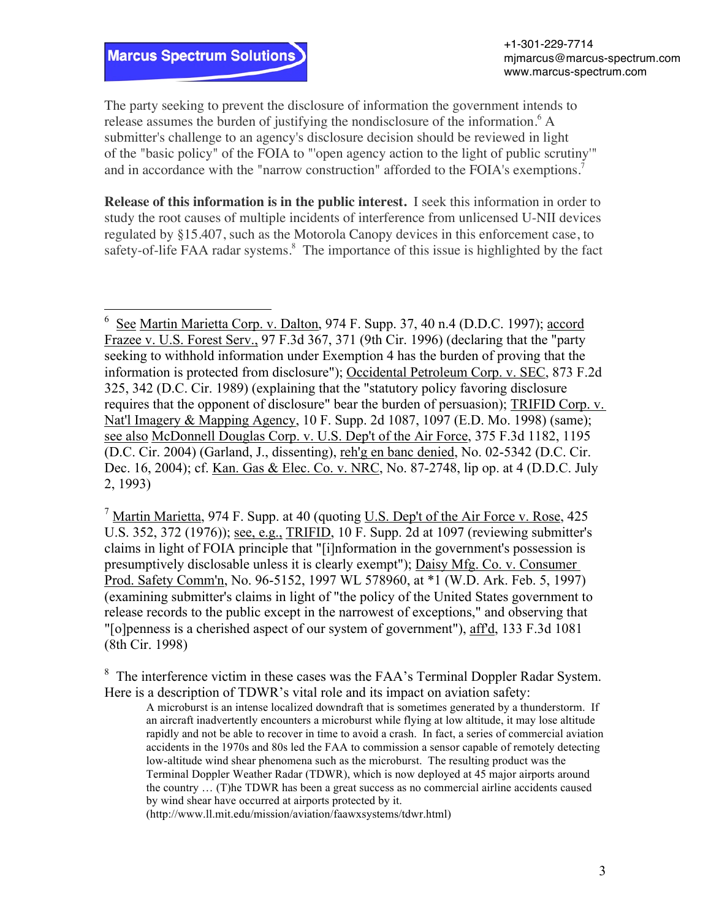The party seeking to prevent the disclosure of information the government intends to release assumes the burden of justifying the nondisclosure of the information.[6] A submitter's challenge to an agency's disclosure decision should be reviewed in light of the "basic policy" of the FOIA to "'open agency action to the light of public scrutiny'" and in accordance with the "narrow construction" afforded to the FOIA's exemptions.[7]

**Release of this information is in the public interest.** I seek this information in order to study the root causes of multiple incidents of interference from unlicensed U-NII devices regulated by §15.407, such as the Motorola Canopy devices in this enforcement case, to safety-of-life FAA radar systems.[8] The importance of this issue is highlighted by the fact

---

[6] See Martin Marietta Corp. v. Dalton, 974 F. Supp. 37, 40 n.4 (D.D.C. 1997); accord Frazee v. U.S. Forest Serv., 97 F.3d 367, 371 (9th Cir. 1996) (declaring that the "party seeking to withhold information under Exemption 4 has the burden of proving that the information is protected from disclosure"); Occidental Petroleum Corp. v. SEC, 873 F.2d 325, 342 (D.C. Cir. 1989) (explaining that the "statutory policy favoring disclosure requires that the opponent of disclosure" bear the burden of persuasion); TRIFID Corp. v. Nat'l Imagery & Mapping Agency, 10 F. Supp. 2d 1087, 1097 (E.D. Mo. 1998) (same); see also McDonnell Douglas Corp. v. U.S. Dep't of the Air Force, 375 F.3d 1182, 1195 (D.C. Cir. 2004) (Garland, J., dissenting), reh'g en banc denied, No. 02-5342 (D.C. Cir. Dec. 16, 2004); cf. Kan. Gas & Elec. Co. v. NRC, No. 87-2748, lip op. at 4 (D.D.C. July 2, 1993)

[7] Martin Marietta, 974 F. Supp. at 40 (quoting U.S. Dep't of the Air Force v. Rose, 425 U.S. 352, 372 (1976)); see, e.g., TRIFID, 10 F. Supp. 2d at 1097 (reviewing submitter's claims in light of FOIA principle that "[i]nformation in the government's possession is presumptively disclosable unless it is clearly exempt"); Daisy Mfg. Co. v. Consumer Prod. Safety Comm'n, No. 96-5152, 1997 WL 578960, at *1 (W.D. Ark. Feb. 5, 1997) (examining submitter's claims in light of "the policy of the United States government to release records to the public except in the narrowest of exceptions," and observing that "[o]penness is a cherished aspect of our system of government"), aff'd, 133 F.3d 1081 (8th Cir. 1998)

[8] The interference victim in these cases was the FAA's Terminal Doppler Radar System. Here is a description of TDWR's vital role and its impact on aviation safety:

> A microburst is an intense localized downdraft that is sometimes generated by a thunderstorm. If an aircraft inadvertently encounters a microburst while flying at low altitude, it may lose altitude rapidly and not be able to recover in time to avoid a crash. In fact, a series of commercial aviation accidents in the 1970s and 80s led the FAA to commission a sensor capable of remotely detecting low-altitude wind shear phenomena such as the microburst. The resulting product was the Terminal Doppler Weather Radar (TDWR), which is now deployed at 45 major airports around the country … (T)he TDWR has been a great success as no commercial airline accidents caused by wind shear have occurred at airports protected by it.
> (http://www.ll.mit.edu/mission/aviation/faawxsystems/tdwr.html)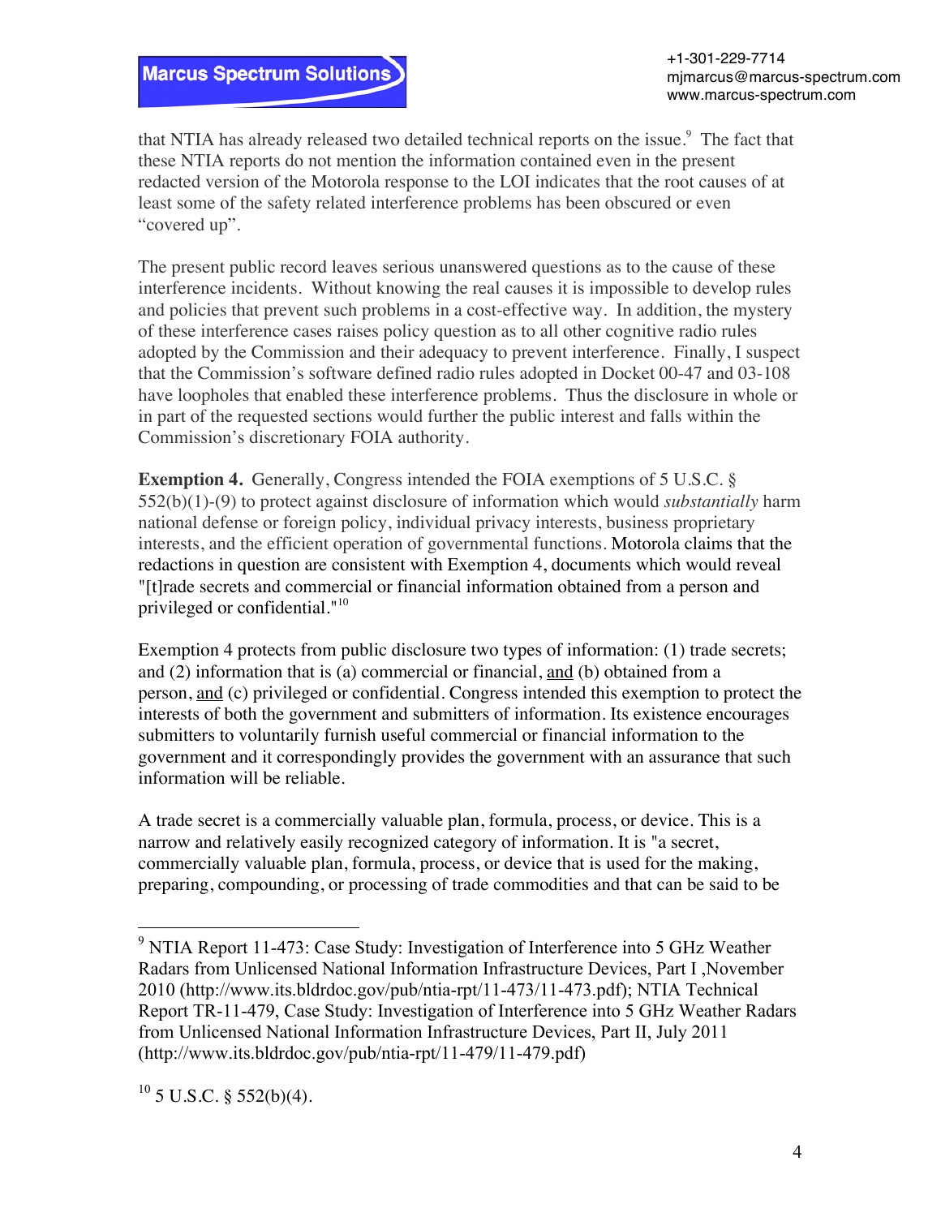that NTIA has already released two detailed technical reports on the issue.[9] The fact that these NTIA reports do not mention the information contained even in the present redacted version of the Motorola response to the LOI indicates that the root causes of at least some of the safety related interference problems has been obscured or even "covered up".

The present public record leaves serious unanswered questions as to the cause of these interference incidents. Without knowing the real causes it is impossible to develop rules and policies that prevent such problems in a cost-effective way. In addition, the mystery of these interference cases raises policy question as to all other cognitive radio rules adopted by the Commission and their adequacy to prevent interference. Finally, I suspect that the Commission's software defined radio rules adopted in Docket 00-47 and 03-108 have loopholes that enabled these interference problems. Thus the disclosure in whole or in part of the requested sections would further the public interest and falls within the Commission's discretionary FOIA authority.

**Exemption 4.** Generally, Congress intended the FOIA exemptions of 5 U.S.C. § 552(b)(1)-(9) to protect against disclosure of information which would *substantially* harm national defense or foreign policy, individual privacy interests, business proprietary interests, and the efficient operation of governmental functions. Motorola claims that the redactions in question are consistent with Exemption 4, documents which would reveal "[t]rade secrets and commercial or financial information obtained from a person and privileged or confidential."[10]

Exemption 4 protects from public disclosure two types of information: (1) trade secrets; and (2) information that is (a) commercial or financial, and (b) obtained from a person, and (c) privileged or confidential. Congress intended this exemption to protect the interests of both the government and submitters of information. Its existence encourages submitters to voluntarily furnish useful commercial or financial information to the government and it correspondingly provides the government with an assurance that such information will be reliable.

A trade secret is a commercially valuable plan, formula, process, or device. This is a narrow and relatively easily recognized category of information. It is "a secret, commercially valuable plan, formula, process, or device that is used for the making, preparing, compounding, or processing of trade commodities and that can be said to be

---

[9] NTIA Report 11-473: Case Study: Investigation of Interference into 5 GHz Weather Radars from Unlicensed National Information Infrastructure Devices, Part I ,November 2010 (http://www.its.bldrdoc.gov/pub/ntia-rpt/11-473/11-473.pdf); NTIA Technical Report TR-11-479, Case Study: Investigation of Interference into 5 GHz Weather Radars from Unlicensed National Information Infrastructure Devices, Part II, July 2011 (http://www.its.bldrdoc.gov/pub/ntia-rpt/11-479/11-479.pdf)

[10] 5 U.S.C. § 552(b)(4).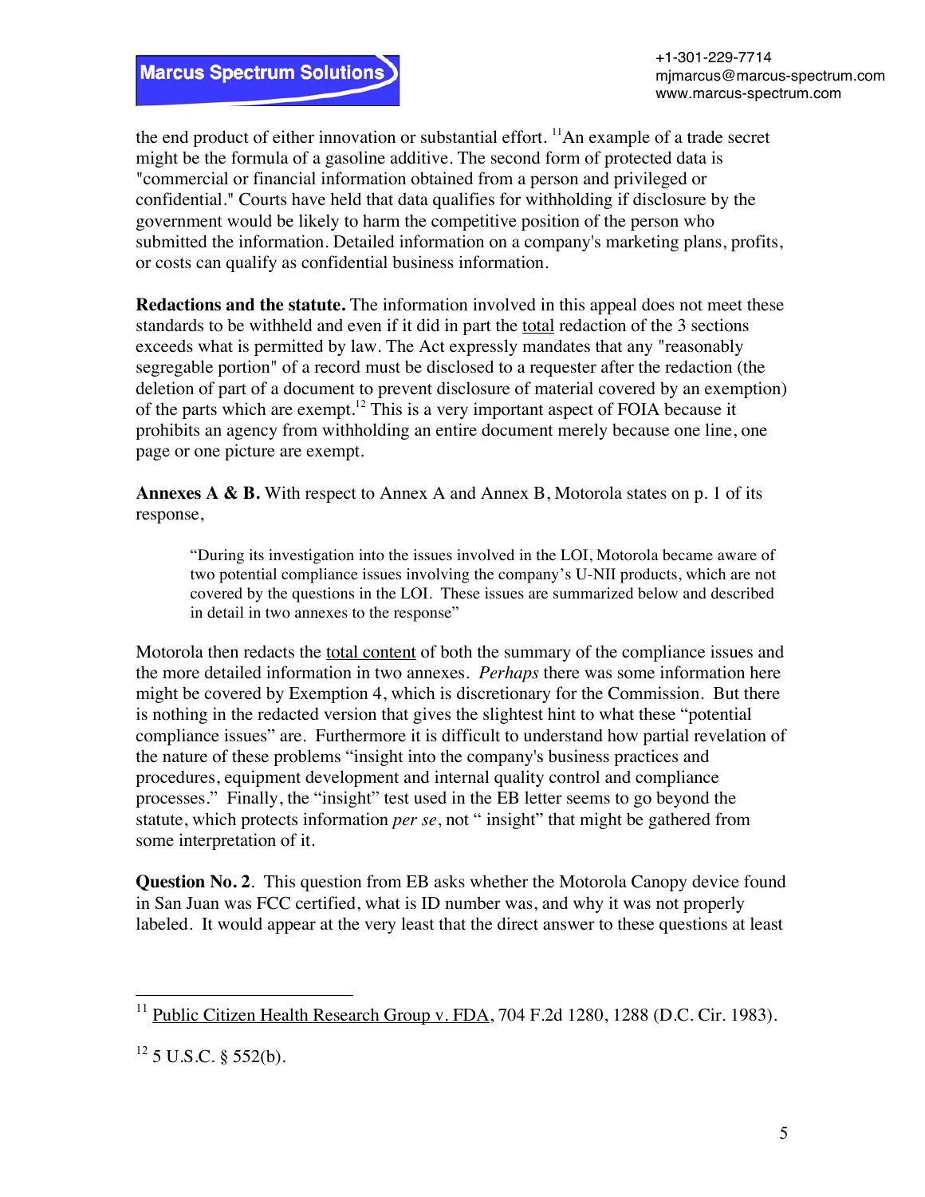the end product of either innovation or substantial effort. [11]An example of a trade secret might be the formula of a gasoline additive. The second form of protected data is "commercial or financial information obtained from a person and privileged or confidential." Courts have held that data qualifies for withholding if disclosure by the government would be likely to harm the competitive position of the person who submitted the information. Detailed information on a company's marketing plans, profits, or costs can qualify as confidential business information.

**Redactions and the statute.** The information involved in this appeal does not meet these standards to be withheld and even if it did in part the <u>total</u> redaction of the 3 sections exceeds what is permitted by law. The Act expressly mandates that any "reasonably segregable portion" of a record must be disclosed to a requester after the redaction (the deletion of part of a document to prevent disclosure of material covered by an exemption) of the parts which are exempt.[12] This is a very important aspect of FOIA because it prohibits an agency from withholding an entire document merely because one line, one page or one picture are exempt.

**Annexes A & B.** With respect to Annex A and Annex B, Motorola states on p. 1 of its response,

> "During its investigation into the issues involved in the LOI, Motorola became aware of two potential compliance issues involving the company's U-NII products, which are not covered by the questions in the LOI. These issues are summarized below and described in detail in two annexes to the response"

Motorola then redacts the <u>total content</u> of both the summary of the compliance issues and the more detailed information in two annexes. *Perhaps* there was some information here might be covered by Exemption 4, which is discretionary for the Commission. But there is nothing in the redacted version that gives the slightest hint to what these "potential compliance issues" are. Furthermore it is difficult to understand how partial revelation of the nature of these problems "insight into the company's business practices and procedures, equipment development and internal quality control and compliance processes." Finally, the "insight" test used in the EB letter seems to go beyond the statute, which protects information *per se*, not " insight" that might be gathered from some interpretation of it.

**Question No. 2**. This question from EB asks whether the Motorola Canopy device found in San Juan was FCC certified, what is ID number was, and why it was not properly labeled. It would appear at the very least that the direct answer to these questions at least

---

[11] <u>Public Citizen Health Research Group v. FDA</u>, 704 F.2d 1280, 1288 (D.C. Cir. 1983).

[12] 5 U.S.C. § 552(b).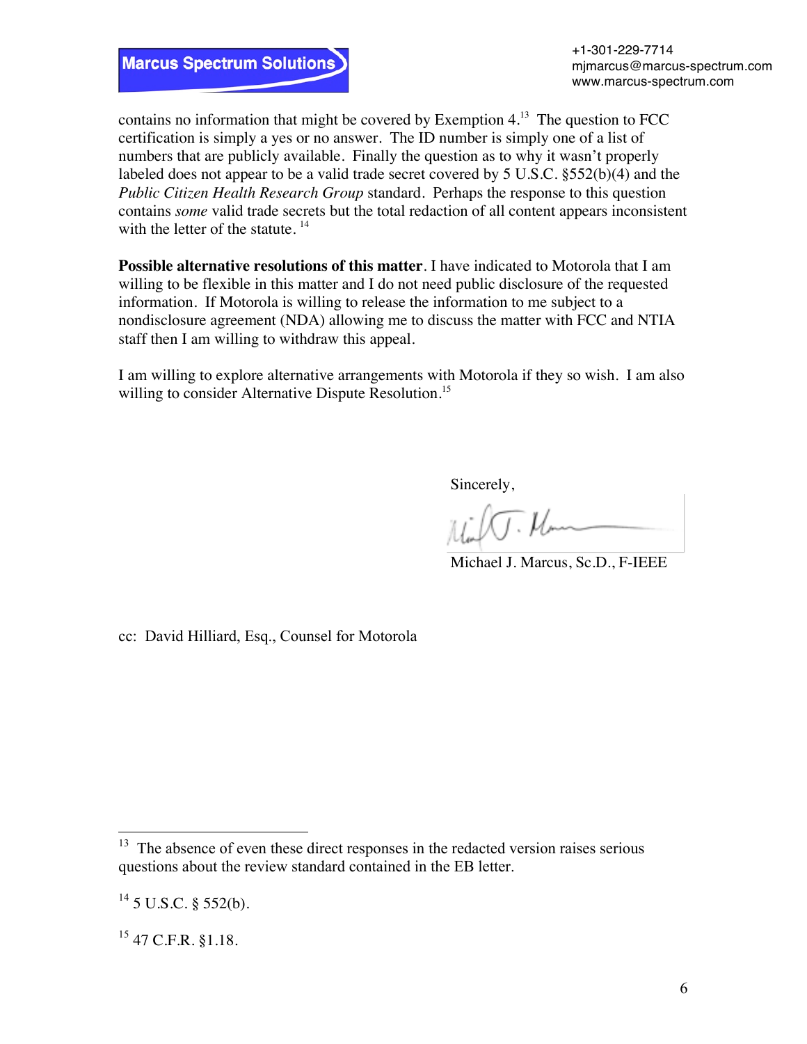contains no information that might be covered by Exemption 4.[13] The question to FCC certification is simply a yes or no answer. The ID number is simply one of a list of numbers that are publicly available. Finally the question as to why it wasn't properly labeled does not appear to be a valid trade secret covered by 5 U.S.C. §552(b)(4) and the *Public Citizen Health Research Group* standard. Perhaps the response to this question contains *some* valid trade secrets but the total redaction of all content appears inconsistent with the letter of the statute.[14]

**Possible alternative resolutions of this matter**. I have indicated to Motorola that I am willing to be flexible in this matter and I do not need public disclosure of the requested information. If Motorola is willing to release the information to me subject to a nondisclosure agreement (NDA) allowing me to discuss the matter with FCC and NTIA staff then I am willing to withdraw this appeal.

I am willing to explore alternative arrangements with Motorola if they so wish. I am also willing to consider Alternative Dispute Resolution.[15]

Sincerely,

Michael J. Marcus, Sc.D., F-IEEE

cc: David Hilliard, Esq., Counsel for Motorola

---

[13] The absence of even these direct responses in the redacted version raises serious questions about the review standard contained in the EB letter.

[14] 5 U.S.C. § 552(b).

[15] 47 C.F.R. §1.18.